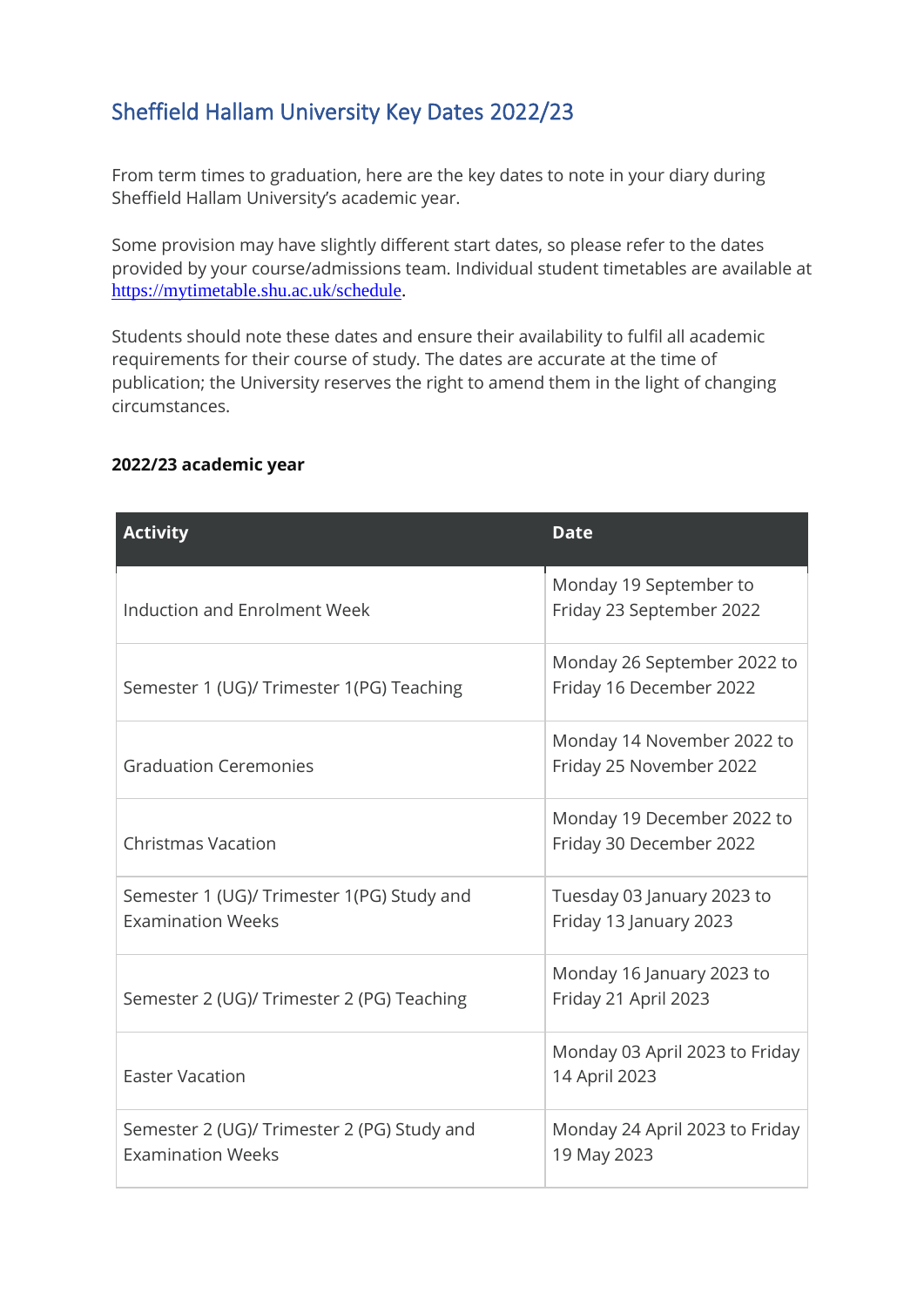# Sheffield Hallam University Key Dates 2022/23

From term times to graduation, here are the key dates to note in your diary during Sheffield Hallam University's academic year.

Some provision may have slightly different start dates, so please refer to the dates provided by your course/admissions team. Individual student timetables are available at [https://mytimetable.shu.ac.uk/schedule](https://mytimetable.shu.ac.uk/schedule).

Students should note these dates and ensure their availability to fulfil all academic requirements for their course of study. The dates are accurate at the time of publication; the University reserves the right to amend them in the light of changing circumstances.

**2022/23 academic year**

| Activity | Date |
|---|---|
| Induction and Enrolment Week | Monday 19 September to Friday 23 September 2022 |
| Semester 1 (UG)/ Trimester 1(PG) Teaching | Monday 26 September 2022 to Friday 16 December 2022 |
| Graduation Ceremonies | Monday 14 November 2022 to Friday 25 November 2022 |
| Christmas Vacation | Monday 19 December 2022 to Friday 30 December 2022 |
| Semester 1 (UG)/ Trimester 1(PG) Study and Examination Weeks | Tuesday 03 January 2023 to Friday 13 January 2023 |
| Semester 2 (UG)/ Trimester 2 (PG) Teaching | Monday 16 January 2023 to Friday 21 April 2023 |
| Easter Vacation | Monday 03 April 2023 to Friday 14 April 2023 |
| Semester 2 (UG)/ Trimester 2 (PG) Study and Examination Weeks | Monday 24 April 2023 to Friday 19 May 2023 |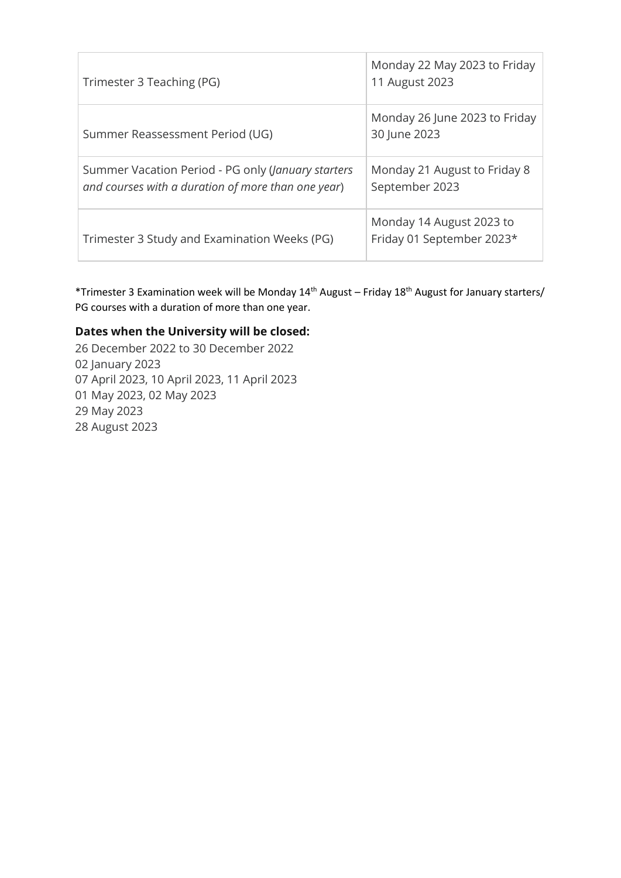| | |
|---|---|
| Trimester 3 Teaching (PG) | Monday 22 May 2023 to Friday 11 August 2023 |
| Summer Reassessment Period (UG) | Monday 26 June 2023 to Friday 30 June 2023 |
| Summer Vacation Period - PG only (*January starters and courses with a duration of more than one year*) | Monday 21 August to Friday 8 September 2023 |
| Trimester 3 Study and Examination Weeks (PG) | Monday 14 August 2023 to Friday 01 September 2023* |

*Trimester 3 Examination week will be Monday 14th August – Friday 18th August for January starters/ PG courses with a duration of more than one year.

**Dates when the University will be closed:**

26 December 2022 to 30 December 2022
02 January 2023
07 April 2023, 10 April 2023, 11 April 2023
01 May 2023, 02 May 2023
29 May 2023
28 August 2023